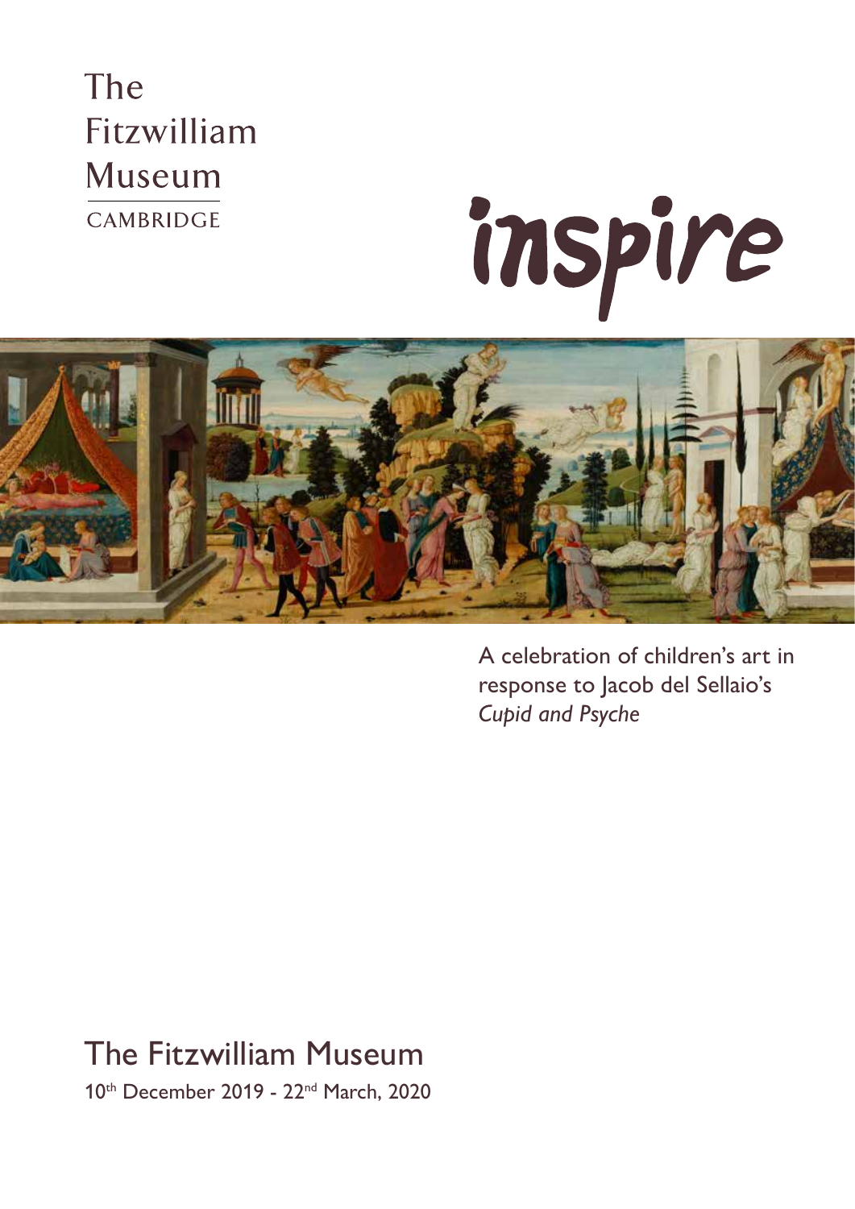The
Fitzwilliam
Museum
CAMBRIDGE

# inspire

A celebration of children's art in response to Jacob del Sellaio's *Cupid and Psyche*

The Fitzwilliam Museum

10th December 2019 - 22nd March, 2020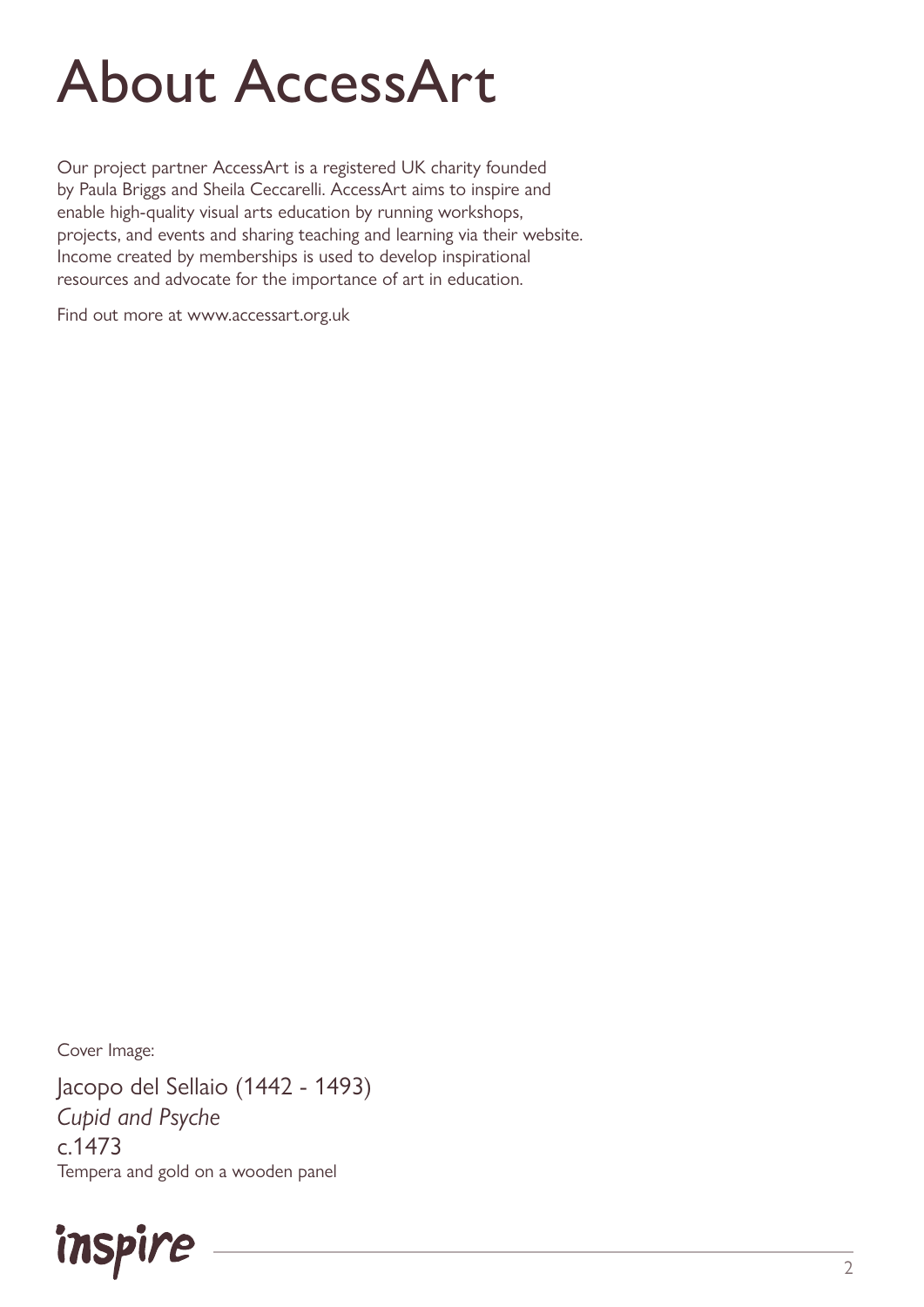# About AccessArt

Our project partner AccessArt is a registered UK charity founded by Paula Briggs and Sheila Ceccarelli. AccessArt aims to inspire and enable high-quality visual arts education by running workshops, projects, and events and sharing teaching and learning via their website. Income created by memberships is used to develop inspirational resources and advocate for the importance of art in education.

Find out more at www.accessart.org.uk

Cover Image:

Jacopo del Sellaio (1442 - 1493)
*Cupid and Psyche*
c.1473
Tempera and gold on a wooden panel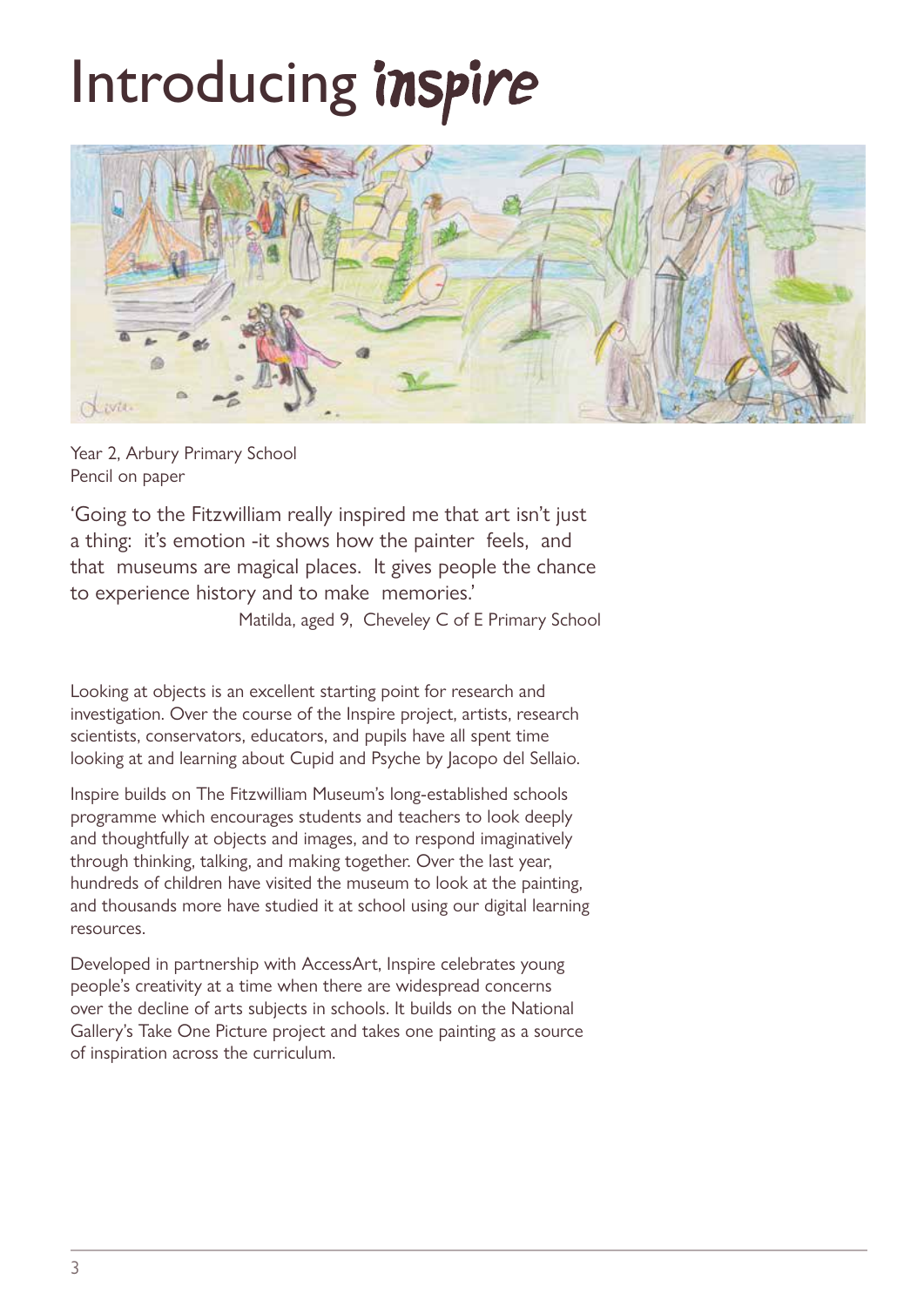# Introducing *inspire*

Year 2, Arbury Primary School
Pencil on paper

'Going to the Fitzwilliam really inspired me that art isn't just a thing: it's emotion -it shows how the painter feels, and that museums are magical places. It gives people the chance to experience history and to make memories.'

Matilda, aged 9, Cheveley C of E Primary School

Looking at objects is an excellent starting point for research and investigation. Over the course of the Inspire project, artists, research scientists, conservators, educators, and pupils have all spent time looking at and learning about Cupid and Psyche by Jacopo del Sellaio.

Inspire builds on The Fitzwilliam Museum's long-established schools programme which encourages students and teachers to look deeply and thoughtfully at objects and images, and to respond imaginatively through thinking, talking, and making together. Over the last year, hundreds of children have visited the museum to look at the painting, and thousands more have studied it at school using our digital learning resources.

Developed in partnership with AccessArt, Inspire celebrates young people's creativity at a time when there are widespread concerns over the decline of arts subjects in schools. It builds on the National Gallery's Take One Picture project and takes one painting as a source of inspiration across the curriculum.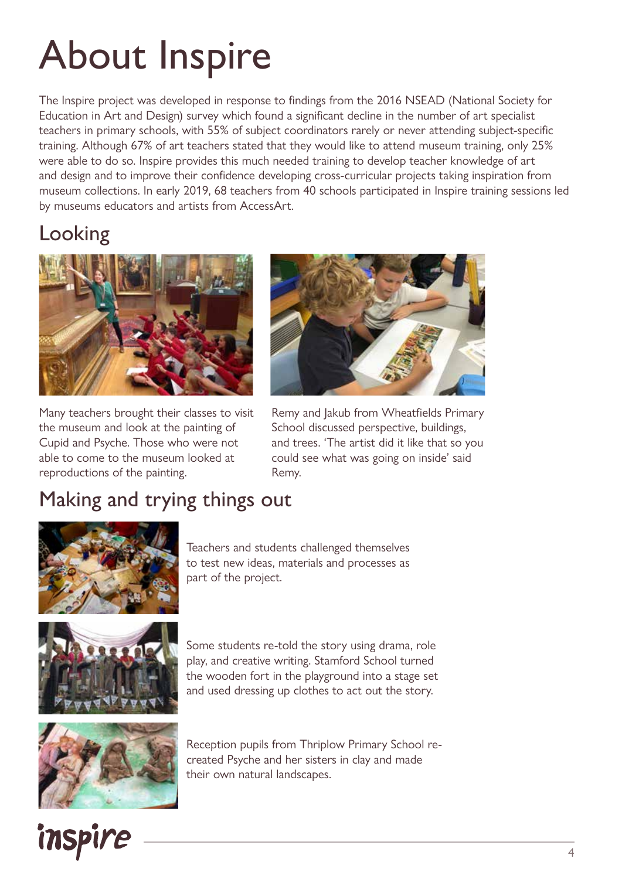# About Inspire

The Inspire project was developed in response to findings from the 2016 NSEAD (National Society for Education in Art and Design) survey which found a significant decline in the number of art specialist teachers in primary schools, with 55% of subject coordinators rarely or never attending subject-specific training. Although 67% of art teachers stated that they would like to attend museum training, only 25% were able to do so. Inspire provides this much needed training to develop teacher knowledge of art and design and to improve their confidence developing cross-curricular projects taking inspiration from museum collections. In early 2019, 68 teachers from 40 schools participated in Inspire training sessions led by museums educators and artists from AccessArt.

## Looking

Many teachers brought their classes to visit the museum and look at the painting of Cupid and Psyche. Those who were not able to come to the museum looked at reproductions of the painting.

Remy and Jakub from Wheatfields Primary School discussed perspective, buildings, and trees. 'The artist did it like that so you could see what was going on inside' said Remy.

## Making and trying things out

Teachers and students challenged themselves to test new ideas, materials and processes as part of the project.

Some students re-told the story using drama, role play, and creative writing. Stamford School turned the wooden fort in the playground into a stage set and used dressing up clothes to act out the story.

Reception pupils from Thriplow Primary School re-created Psyche and her sisters in clay and made their own natural landscapes.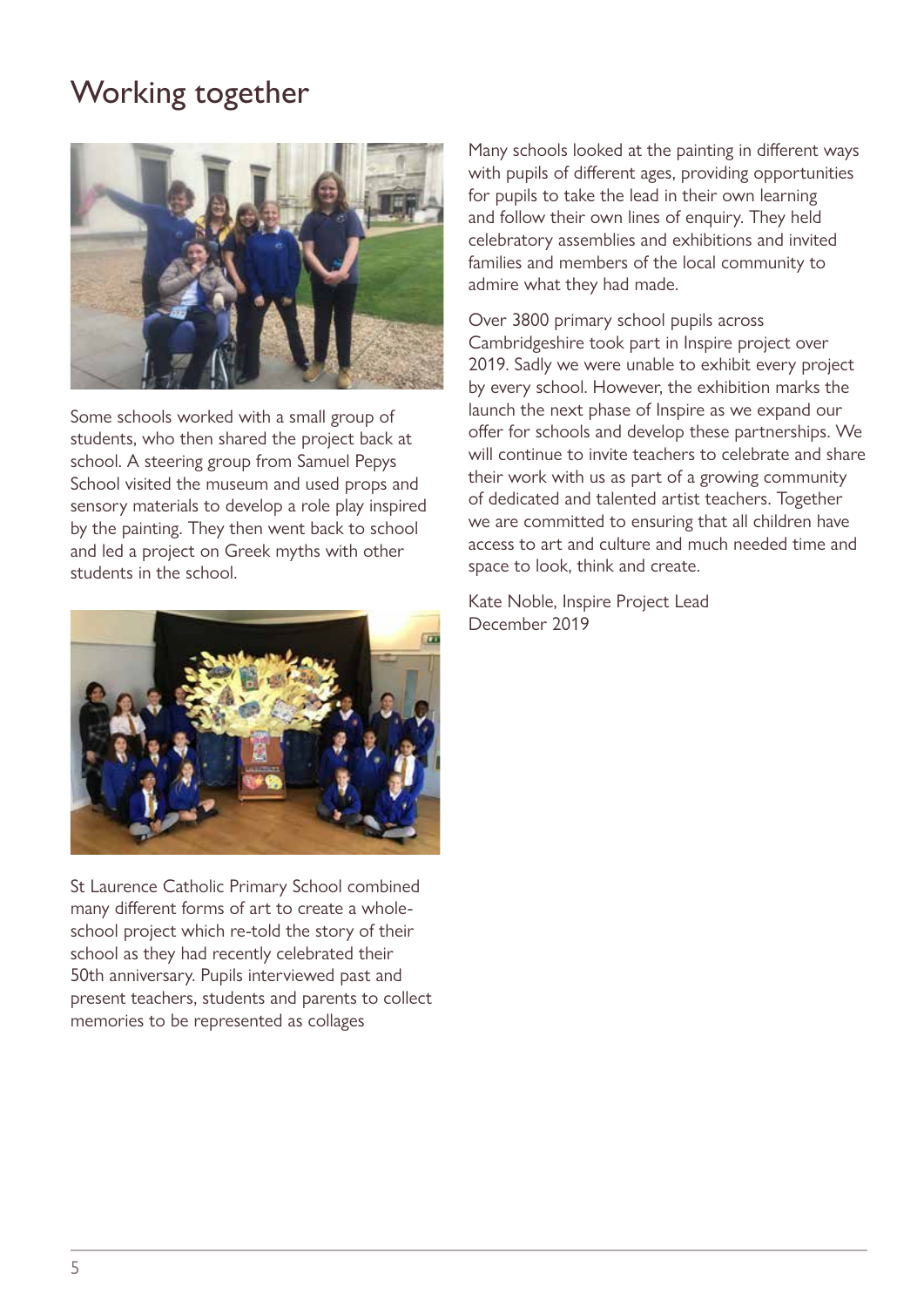# Working together

Some schools worked with a small group of students, who then shared the project back at school. A steering group from Samuel Pepys School visited the museum and used props and sensory materials to develop a role play inspired by the painting. They then went back to school and led a project on Greek myths with other students in the school.

St Laurence Catholic Primary School combined many different forms of art to create a whole-school project which re-told the story of their school as they had recently celebrated their 50th anniversary. Pupils interviewed past and present teachers, students and parents to collect memories to be represented as collages

Many schools looked at the painting in different ways with pupils of different ages, providing opportunities for pupils to take the lead in their own learning and follow their own lines of enquiry. They held celebratory assemblies and exhibitions and invited families and members of the local community to admire what they had made.

Over 3800 primary school pupils across Cambridgeshire took part in Inspire project over 2019. Sadly we were unable to exhibit every project by every school. However, the exhibition marks the launch the next phase of Inspire as we expand our offer for schools and develop these partnerships. We will continue to invite teachers to celebrate and share their work with us as part of a growing community of dedicated and talented artist teachers. Together we are committed to ensuring that all children have access to art and culture and much needed time and space to look, think and create.

Kate Noble, Inspire Project Lead
December 2019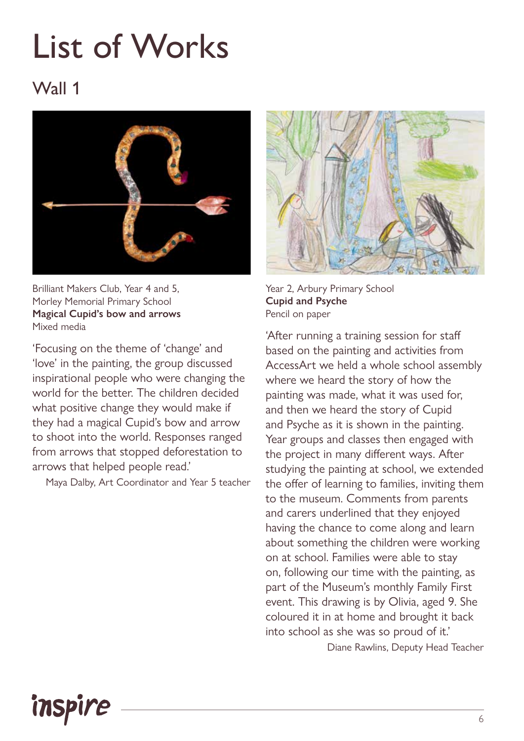# List of Works

## Wall 1

Brilliant Makers Club, Year 4 and 5,
Morley Memorial Primary School
**Magical Cupid's bow and arrows**
Mixed media

'Focusing on the theme of 'change' and 'love' in the painting, the group discussed inspirational people who were changing the world for the better. The children decided what positive change they would make if they had a magical Cupid's bow and arrow to shoot into the world. Responses ranged from arrows that stopped deforestation to arrows that helped people read.'

Maya Dalby, Art Coordinator and Year 5 teacher

Year 2, Arbury Primary School
**Cupid and Psyche**
Pencil on paper

'After running a training session for staff based on the painting and activities from AccessArt we held a whole school assembly where we heard the story of how the painting was made, what it was used for, and then we heard the story of Cupid and Psyche as it is shown in the painting. Year groups and classes then engaged with the project in many different ways. After studying the painting at school, we extended the offer of learning to families, inviting them to the museum. Comments from parents and carers underlined that they enjoyed having the chance to come along and learn about something the children were working on at school. Families were able to stay on, following our time with the painting, as part of the Museum's monthly Family First event. This drawing is by Olivia, aged 9. She coloured it in at home and brought it back into school as she was so proud of it.'

Diane Rawlins, Deputy Head Teacher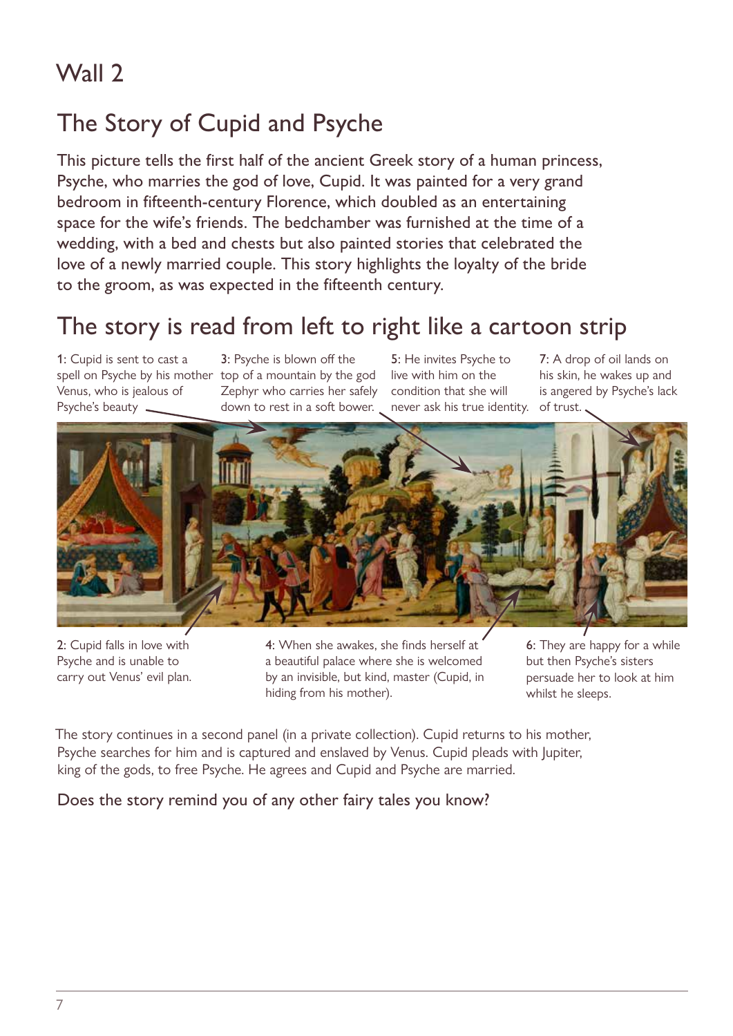# Wall 2

## The Story of Cupid and Psyche

This picture tells the first half of the ancient Greek story of a human princess, Psyche, who marries the god of love, Cupid. It was painted for a very grand bedroom in fifteenth-century Florence, which doubled as an entertaining space for the wife's friends. The bedchamber was furnished at the time of a wedding, with a bed and chests but also painted stories that celebrated the love of a newly married couple. This story highlights the loyalty of the bride to the groom, as was expected in the fifteenth century.

## The story is read from left to right like a cartoon strip

1: Cupid is sent to cast a spell on Psyche by his mother Venus, who is jealous of Psyche's beauty

2: Cupid falls in love with Psyche and is unable to carry out Venus' evil plan.

3: Psyche is blown off the top of a mountain by the god Zephyr who carries her safely down to rest in a soft bower.

4: When she awakes, she finds herself at a beautiful palace where she is welcomed by an invisible, but kind, master (Cupid, in hiding from his mother).

5: He invites Psyche to live with him on the condition that she will never ask his true identity.

6: They are happy for a while but then Psyche's sisters persuade her to look at him whilst he sleeps.

7: A drop of oil lands on his skin, he wakes up and is angered by Psyche's lack of trust.

The story continues in a second panel (in a private collection). Cupid returns to his mother, Psyche searches for him and is captured and enslaved by Venus. Cupid pleads with Jupiter, king of the gods, to free Psyche. He agrees and Cupid and Psyche are married.

Does the story remind you of any other fairy tales you know?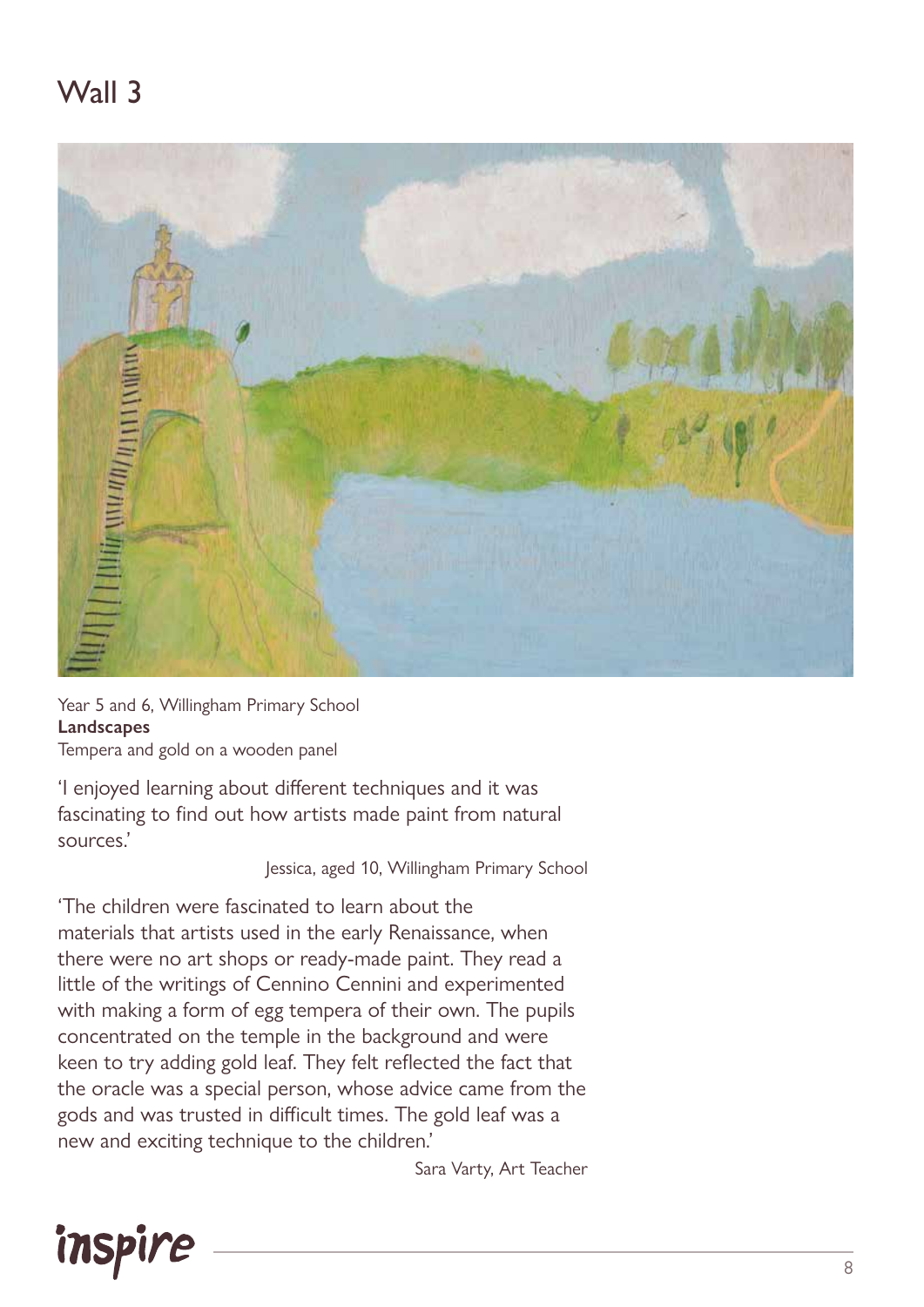# Wall 3

Year 5 and 6, Willingham Primary School
**Landscapes**
Tempera and gold on a wooden panel

'I enjoyed learning about different techniques and it was fascinating to find out how artists made paint from natural sources.'

Jessica, aged 10, Willingham Primary School

'The children were fascinated to learn about the materials that artists used in the early Renaissance, when there were no art shops or ready-made paint. They read a little of the writings of Cennino Cennini and experimented with making a form of egg tempera of their own. The pupils concentrated on the temple in the background and were keen to try adding gold leaf. They felt reflected the fact that the oracle was a special person, whose advice came from the gods and was trusted in difficult times. The gold leaf was a new and exciting technique to the children.'

Sara Varty, Art Teacher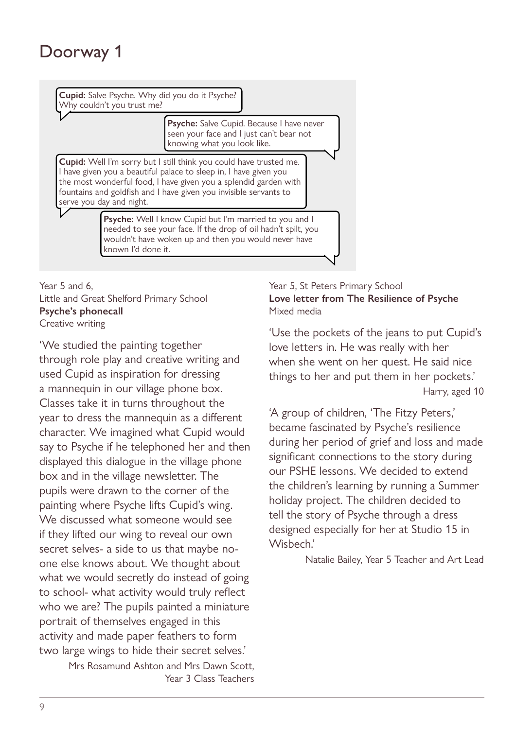# Doorway 1

**Cupid:** Salve Psyche. Why did you do it Psyche? Why couldn't you trust me?

**Psyche:** Salve Cupid. Because I have never seen your face and I just can't bear not knowing what you look like.

**Cupid:** Well I'm sorry but I still think you could have trusted me. I have given you a beautiful palace to sleep in, I have given you the most wonderful food, I have given you a splendid garden with fountains and goldfish and I have given you invisible servants to serve you day and night.

**Psyche:** Well I know Cupid but I'm married to you and I needed to see your face. If the drop of oil hadn't spilt, you wouldn't have woken up and then you would never have known I'd done it.

Year 5 and 6,
Little and Great Shelford Primary School
**Psyche's phonecall**
Creative writing

'We studied the painting together through role play and creative writing and used Cupid as inspiration for dressing a mannequin in our village phone box. Classes take it in turns throughout the year to dress the mannequin as a different character. We imagined what Cupid would say to Psyche if he telephoned her and then displayed this dialogue in the village phone box and in the village newsletter. The pupils were drawn to the corner of the painting where Psyche lifts Cupid's wing. We discussed what someone would see if they lifted our wing to reveal our own secret selves- a side to us that maybe no-one else knows about. We thought about what we would secretly do instead of going to school- what activity would truly reflect who we are? The pupils painted a miniature portrait of themselves engaged in this activity and made paper feathers to form two large wings to hide their secret selves.'

Mrs Rosamund Ashton and Mrs Dawn Scott,
Year 3 Class Teachers

Year 5, St Peters Primary School
**Love letter from The Resilience of Psyche**
Mixed media

'Use the pockets of the jeans to put Cupid's love letters in. He was really with her when she went on her quest. He said nice things to her and put them in her pockets.'

Harry, aged 10

'A group of children, 'The Fitzy Peters,' became fascinated by Psyche's resilience during her period of grief and loss and made significant connections to the story during our PSHE lessons. We decided to extend the children's learning by running a Summer holiday project. The children decided to tell the story of Psyche through a dress designed especially for her at Studio 15 in Wisbech.'

Natalie Bailey, Year 5 Teacher and Art Lead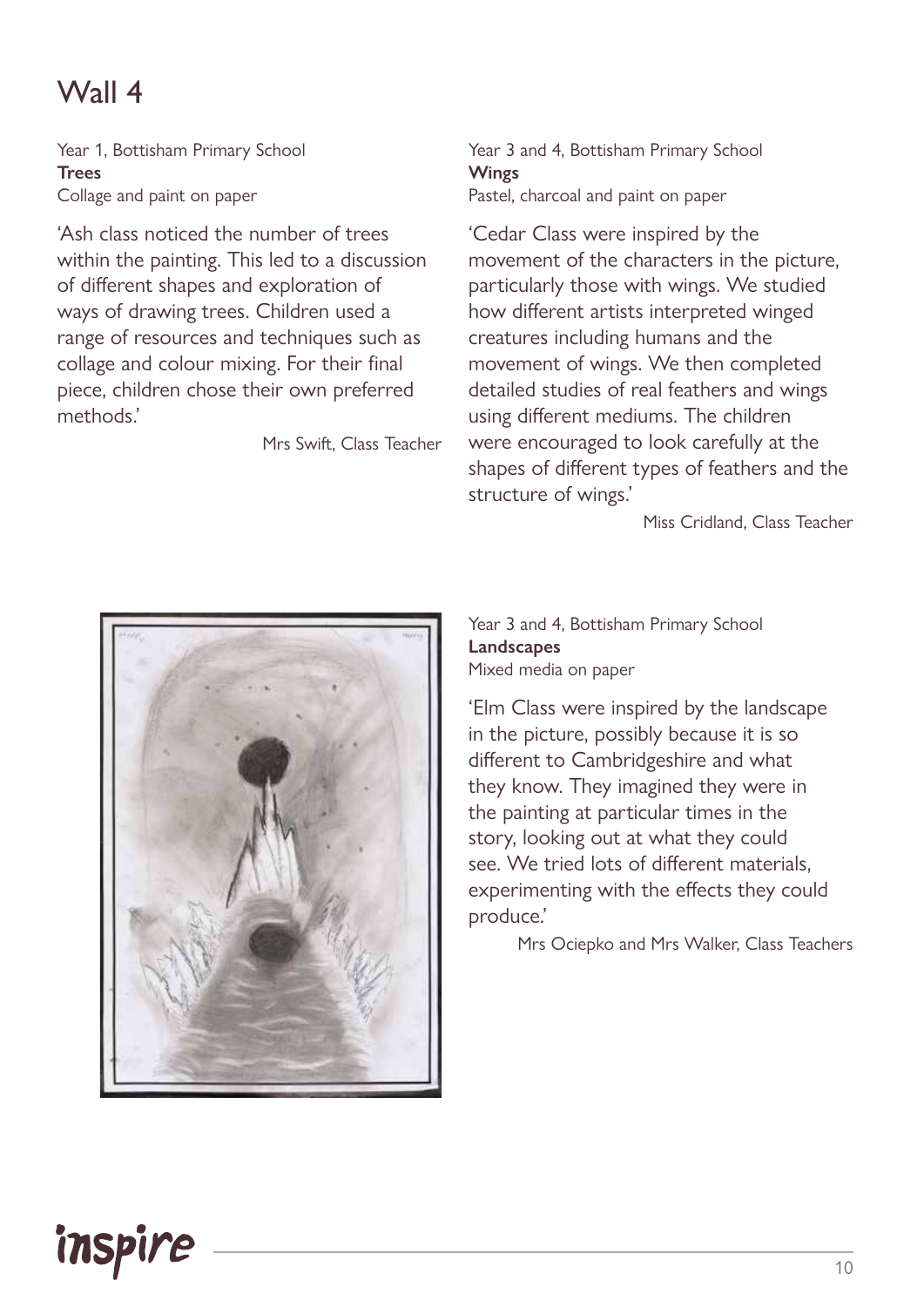# Wall 4

Year 1, Bottisham Primary School
**Trees**
Collage and paint on paper

'Ash class noticed the number of trees within the painting. This led to a discussion of different shapes and exploration of ways of drawing trees. Children used a range of resources and techniques such as collage and colour mixing. For their final piece, children chose their own preferred methods.'

Mrs Swift, Class Teacher

Year 3 and 4, Bottisham Primary School
**Wings**
Pastel, charcoal and paint on paper

'Cedar Class were inspired by the movement of the characters in the picture, particularly those with wings. We studied how different artists interpreted winged creatures including humans and the movement of wings. We then completed detailed studies of real feathers and wings using different mediums. The children were encouraged to look carefully at the shapes of different types of feathers and the structure of wings.'

Miss Cridland, Class Teacher

Year 3 and 4, Bottisham Primary School
**Landscapes**
Mixed media on paper

'Elm Class were inspired by the landscape in the picture, possibly because it is so different to Cambridgeshire and what they know. They imagined they were in the painting at particular times in the story, looking out at what they could see. We tried lots of different materials, experimenting with the effects they could produce.'

Mrs Ociepko and Mrs Walker, Class Teachers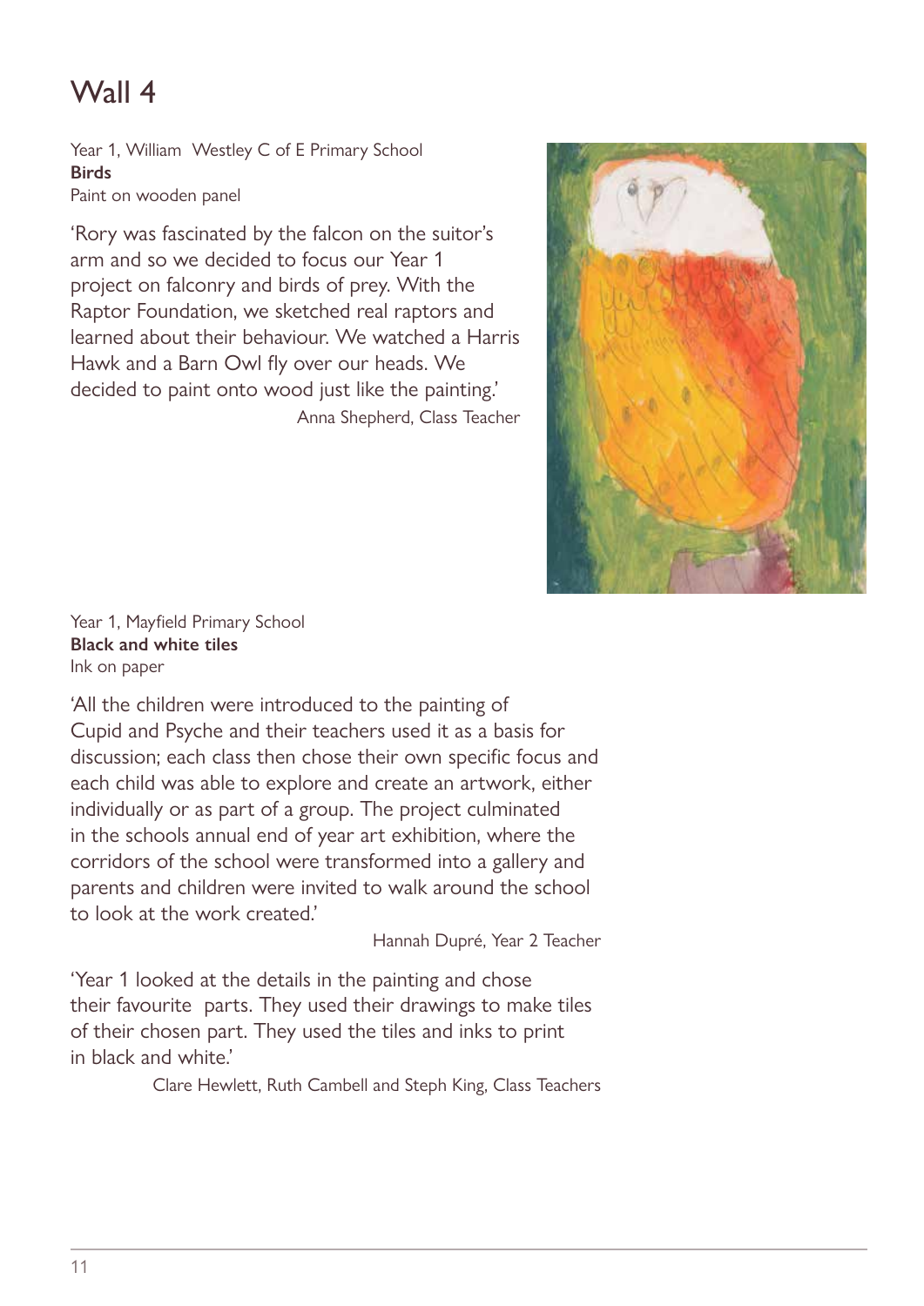# Wall 4

Year 1, William  Westley C of E Primary School
**Birds**
Paint on wooden panel

'Rory was fascinated by the falcon on the suitor's arm and so we decided to focus our Year 1 project on falconry and birds of prey. With the Raptor Foundation, we sketched real raptors and learned about their behaviour. We watched a Harris Hawk and a Barn Owl fly over our heads. We decided to paint onto wood just like the painting.'

Anna Shepherd, Class Teacher

Year 1, Mayfield Primary School
**Black and white tiles**
Ink on paper

'All the children were introduced to the painting of Cupid and Psyche and their teachers used it as a basis for discussion; each class then chose their own specific focus and each child was able to explore and create an artwork, either individually or as part of a group. The project culminated in the schools annual end of year art exhibition, where the corridors of the school were transformed into a gallery and parents and children were invited to walk around the school to look at the work created.'

Hannah Dupré, Year 2 Teacher

'Year 1 looked at the details in the painting and chose their favourite  parts. They used their drawings to make tiles of their chosen part. They used the tiles and inks to print in black and white.'

Clare Hewlett, Ruth Cambell and Steph King, Class Teachers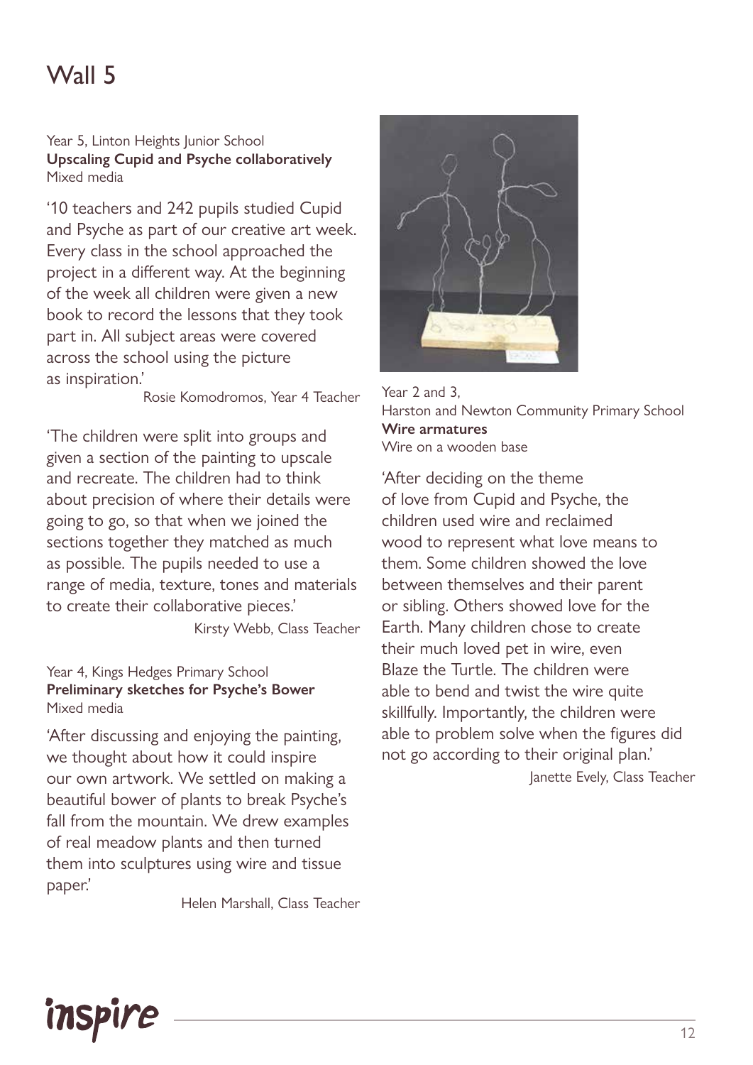# Wall 5

Year 5, Linton Heights Junior School
**Upscaling Cupid and Psyche collaboratively**
Mixed media

'10 teachers and 242 pupils studied Cupid and Psyche as part of our creative art week. Every class in the school approached the project in a different way. At the beginning of the week all children were given a new book to record the lessons that they took part in. All subject areas were covered across the school using the picture as inspiration.'

Rosie Komodromos, Year 4 Teacher

'The children were split into groups and given a section of the painting to upscale and recreate. The children had to think about precision of where their details were going to go, so that when we joined the sections together they matched as much as possible. The pupils needed to use a range of media, texture, tones and materials to create their collaborative pieces.'

Kirsty Webb, Class Teacher

Year 4, Kings Hedges Primary School
**Preliminary sketches for Psyche's Bower**
Mixed media

'After discussing and enjoying the painting, we thought about how it could inspire our own artwork. We settled on making a beautiful bower of plants to break Psyche's fall from the mountain. We drew examples of real meadow plants and then turned them into sculptures using wire and tissue paper.'

Helen Marshall, Class Teacher

Year 2 and 3,
Harston and Newton Community Primary School
**Wire armatures**
Wire on a wooden base

'After deciding on the theme of love from Cupid and Psyche, the children used wire and reclaimed wood to represent what love means to them. Some children showed the love between themselves and their parent or sibling. Others showed love for the Earth. Many children chose to create their much loved pet in wire, even Blaze the Turtle. The children were able to bend and twist the wire quite skillfully. Importantly, the children were able to problem solve when the figures did not go according to their original plan.'

Janette Evely, Class Teacher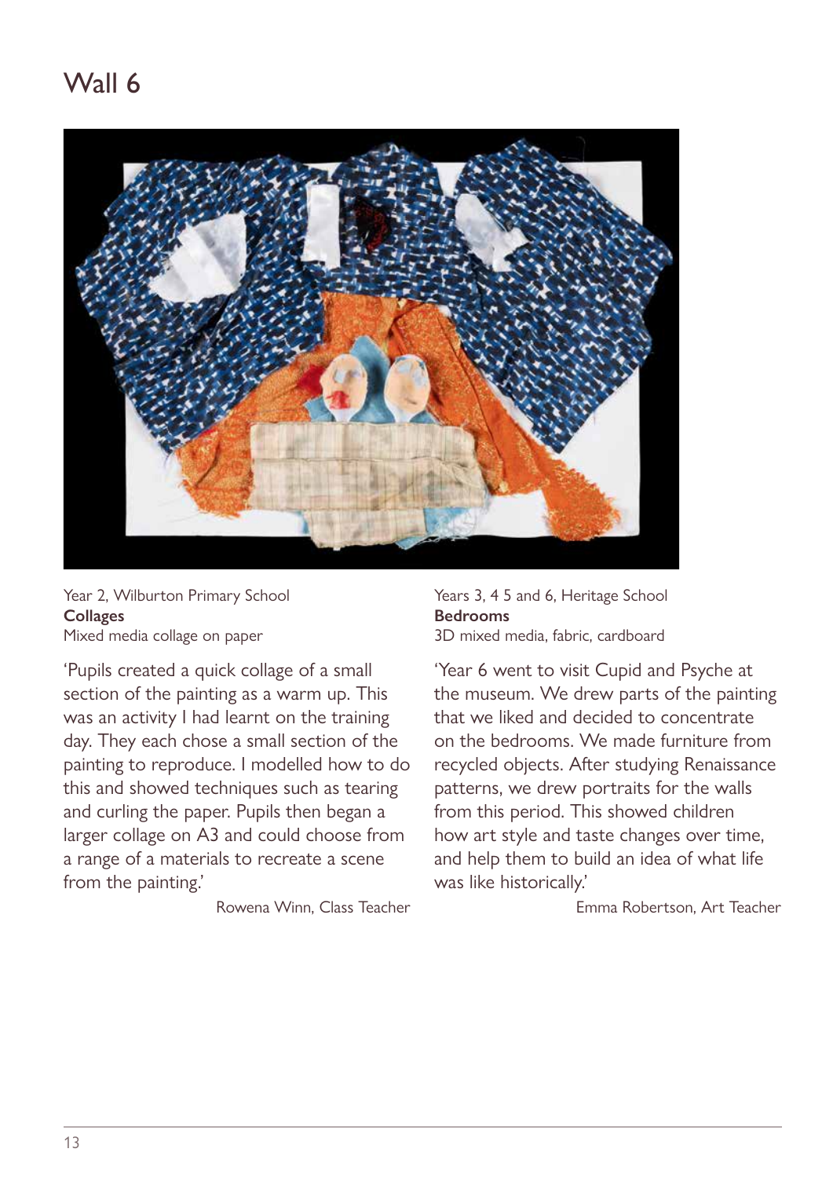# Wall 6

Year 2, Wilburton Primary School
**Collages**
Mixed media collage on paper

'Pupils created a quick collage of a small section of the painting as a warm up. This was an activity I had learnt on the training day. They each chose a small section of the painting to reproduce. I modelled how to do this and showed techniques such as tearing and curling the paper. Pupils then began a larger collage on A3 and could choose from a range of a materials to recreate a scene from the painting.'

Rowena Winn, Class Teacher

Years 3, 4 5 and 6, Heritage School
**Bedrooms**
3D mixed media, fabric, cardboard

'Year 6 went to visit Cupid and Psyche at the museum. We drew parts of the painting that we liked and decided to concentrate on the bedrooms. We made furniture from recycled objects. After studying Renaissance patterns, we drew portraits for the walls from this period. This showed children how art style and taste changes over time, and help them to build an idea of what life was like historically.'

Emma Robertson, Art Teacher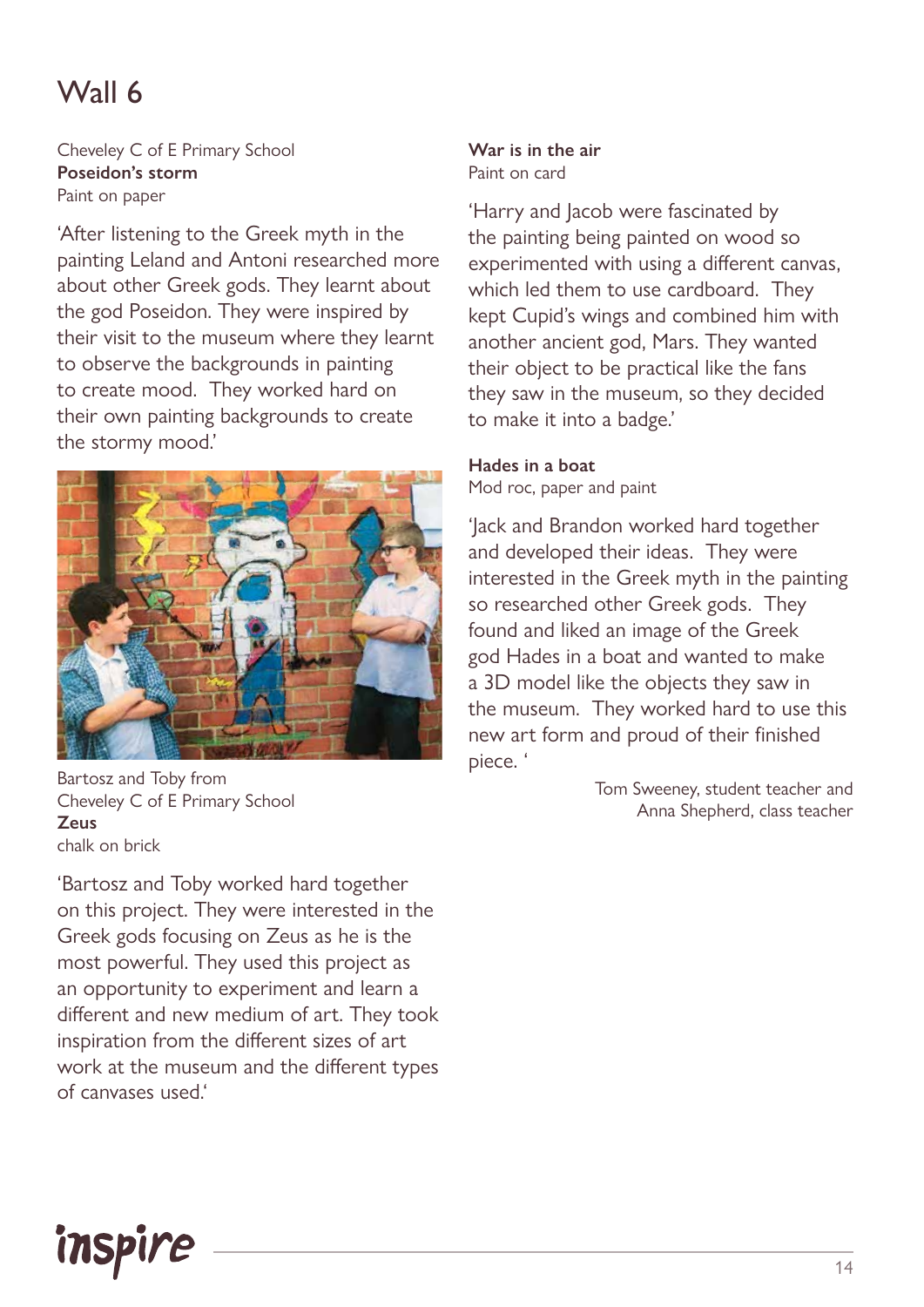# Wall 6

Cheveley C of E Primary School
**Poseidon's storm**
Paint on paper

'After listening to the Greek myth in the painting Leland and Antoni researched more about other Greek gods. They learnt about the god Poseidon. They were inspired by their visit to the museum where they learnt to observe the backgrounds in painting to create mood. They worked hard on their own painting backgrounds to create the stormy mood.'

Bartosz and Toby from
Cheveley C of E Primary School
**Zeus**
chalk on brick

'Bartosz and Toby worked hard together on this project. They were interested in the Greek gods focusing on Zeus as he is the most powerful. They used this project as an opportunity to experiment and learn a different and new medium of art. They took inspiration from the different sizes of art work at the museum and the different types of canvases used.'

**War is in the air**
Paint on card

'Harry and Jacob were fascinated by the painting being painted on wood so experimented with using a different canvas, which led them to use cardboard. They kept Cupid's wings and combined him with another ancient god, Mars. They wanted their object to be practical like the fans they saw in the museum, so they decided to make it into a badge.'

**Hades in a boat**
Mod roc, paper and paint

'Jack and Brandon worked hard together and developed their ideas. They were interested in the Greek myth in the painting so researched other Greek gods. They found and liked an image of the Greek god Hades in a boat and wanted to make a 3D model like the objects they saw in the museum. They worked hard to use this new art form and proud of their finished piece. '

Tom Sweeney, student teacher and
Anna Shepherd, class teacher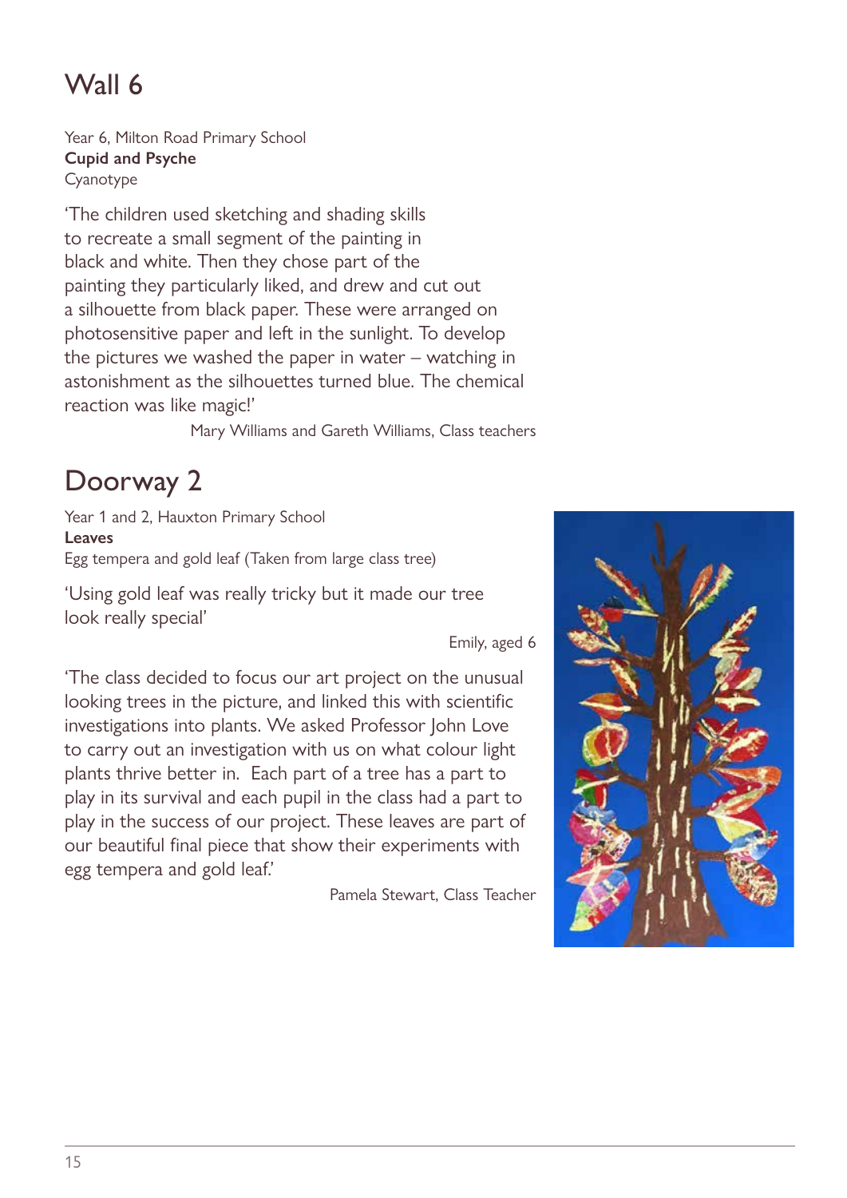## Wall 6

Year 6, Milton Road Primary School
**Cupid and Psyche**
Cyanotype

'The children used sketching and shading skills to recreate a small segment of the painting in black and white. Then they chose part of the painting they particularly liked, and drew and cut out a silhouette from black paper. These were arranged on photosensitive paper and left in the sunlight. To develop the pictures we washed the paper in water – watching in astonishment as the silhouettes turned blue. The chemical reaction was like magic!'

Mary Williams and Gareth Williams, Class teachers

## Doorway 2

Year 1 and 2, Hauxton Primary School
**Leaves**
Egg tempera and gold leaf (Taken from large class tree)

'Using gold leaf was really tricky but it made our tree look really special'

Emily, aged 6

'The class decided to focus our art project on the unusual looking trees in the picture, and linked this with scientific investigations into plants. We asked Professor John Love to carry out an investigation with us on what colour light plants thrive better in. Each part of a tree has a part to play in its survival and each pupil in the class had a part to play in the success of our project. These leaves are part of our beautiful final piece that show their experiments with egg tempera and gold leaf.'

Pamela Stewart, Class Teacher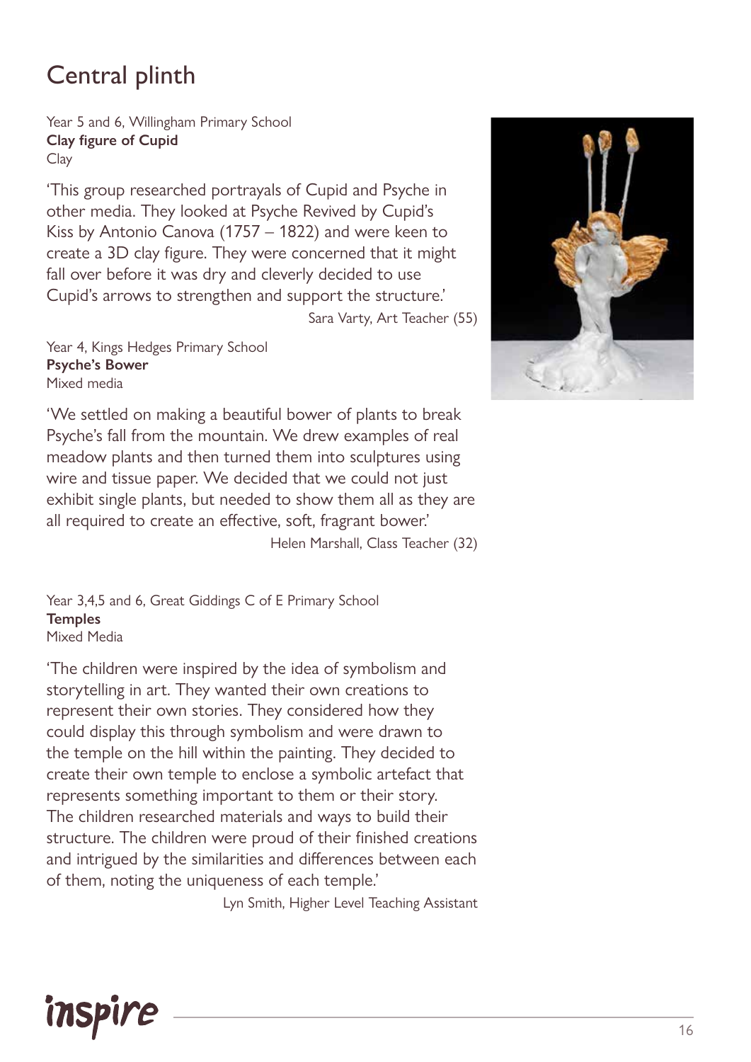# Central plinth

Year 5 and 6, Willingham Primary School
**Clay figure of Cupid**
Clay

'This group researched portrayals of Cupid and Psyche in other media. They looked at Psyche Revived by Cupid's Kiss by Antonio Canova (1757 – 1822) and were keen to create a 3D clay figure. They were concerned that it might fall over before it was dry and cleverly decided to use Cupid's arrows to strengthen and support the structure.'

Sara Varty, Art Teacher (55)

Year 4, Kings Hedges Primary School
**Psyche's Bower**
Mixed media

'We settled on making a beautiful bower of plants to break Psyche's fall from the mountain. We drew examples of real meadow plants and then turned them into sculptures using wire and tissue paper. We decided that we could not just exhibit single plants, but needed to show them all as they are all required to create an effective, soft, fragrant bower.'

Helen Marshall, Class Teacher (32)

Year 3,4,5 and 6, Great Giddings C of E Primary School
**Temples**
Mixed Media

'The children were inspired by the idea of symbolism and storytelling in art. They wanted their own creations to represent their own stories. They considered how they could display this through symbolism and were drawn to the temple on the hill within the painting. They decided to create their own temple to enclose a symbolic artefact that represents something important to them or their story. The children researched materials and ways to build their structure. The children were proud of their finished creations and intrigued by the similarities and differences between each of them, noting the uniqueness of each temple.'

Lyn Smith, Higher Level Teaching Assistant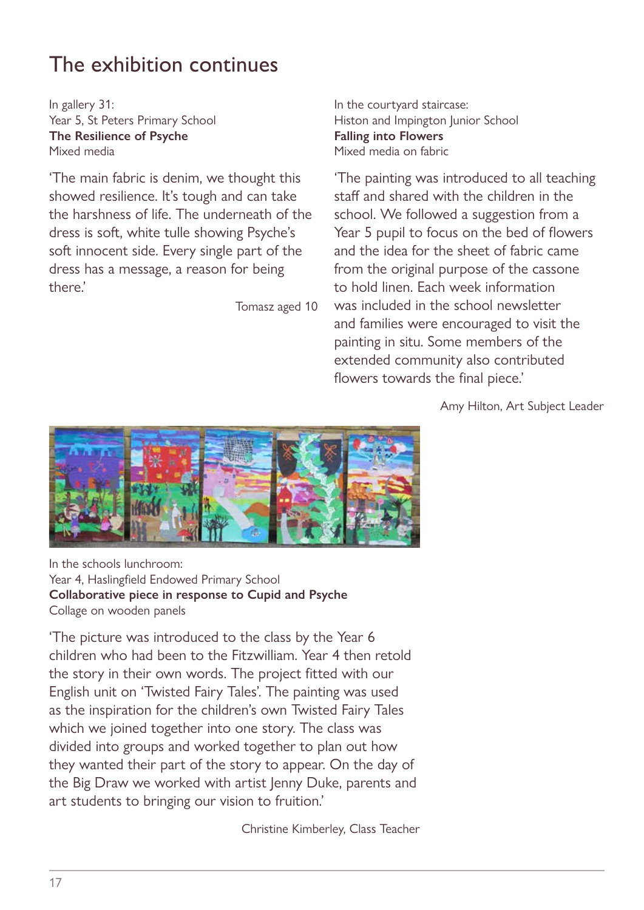# The exhibition continues

In gallery 31:
Year 5, St Peters Primary School
**The Resilience of Psyche**
Mixed media

'The main fabric is denim, we thought this showed resilience. It's tough and can take the harshness of life. The underneath of the dress is soft, white tulle showing Psyche's soft innocent side. Every single part of the dress has a message, a reason for being there.'

Tomasz aged 10

In the courtyard staircase:
Histon and Impington Junior School
**Falling into Flowers**
Mixed media on fabric

'The painting was introduced to all teaching staff and shared with the children in the school. We followed a suggestion from a Year 5 pupil to focus on the bed of flowers and the idea for the sheet of fabric came from the original purpose of the cassone to hold linen. Each week information was included in the school newsletter and families were encouraged to visit the painting in situ. Some members of the extended community also contributed flowers towards the final piece.'

Amy Hilton, Art Subject Leader

In the schools lunchroom:
Year 4, Haslingfield Endowed Primary School
**Collaborative piece in response to Cupid and Psyche**
Collage on wooden panels

'The picture was introduced to the class by the Year 6 children who had been to the Fitzwilliam. Year 4 then retold the story in their own words. The project fitted with our English unit on 'Twisted Fairy Tales'. The painting was used as the inspiration for the children's own Twisted Fairy Tales which we joined together into one story. The class was divided into groups and worked together to plan out how they wanted their part of the story to appear. On the day of the Big Draw we worked with artist Jenny Duke, parents and art students to bringing our vision to fruition.'

Christine Kimberley, Class Teacher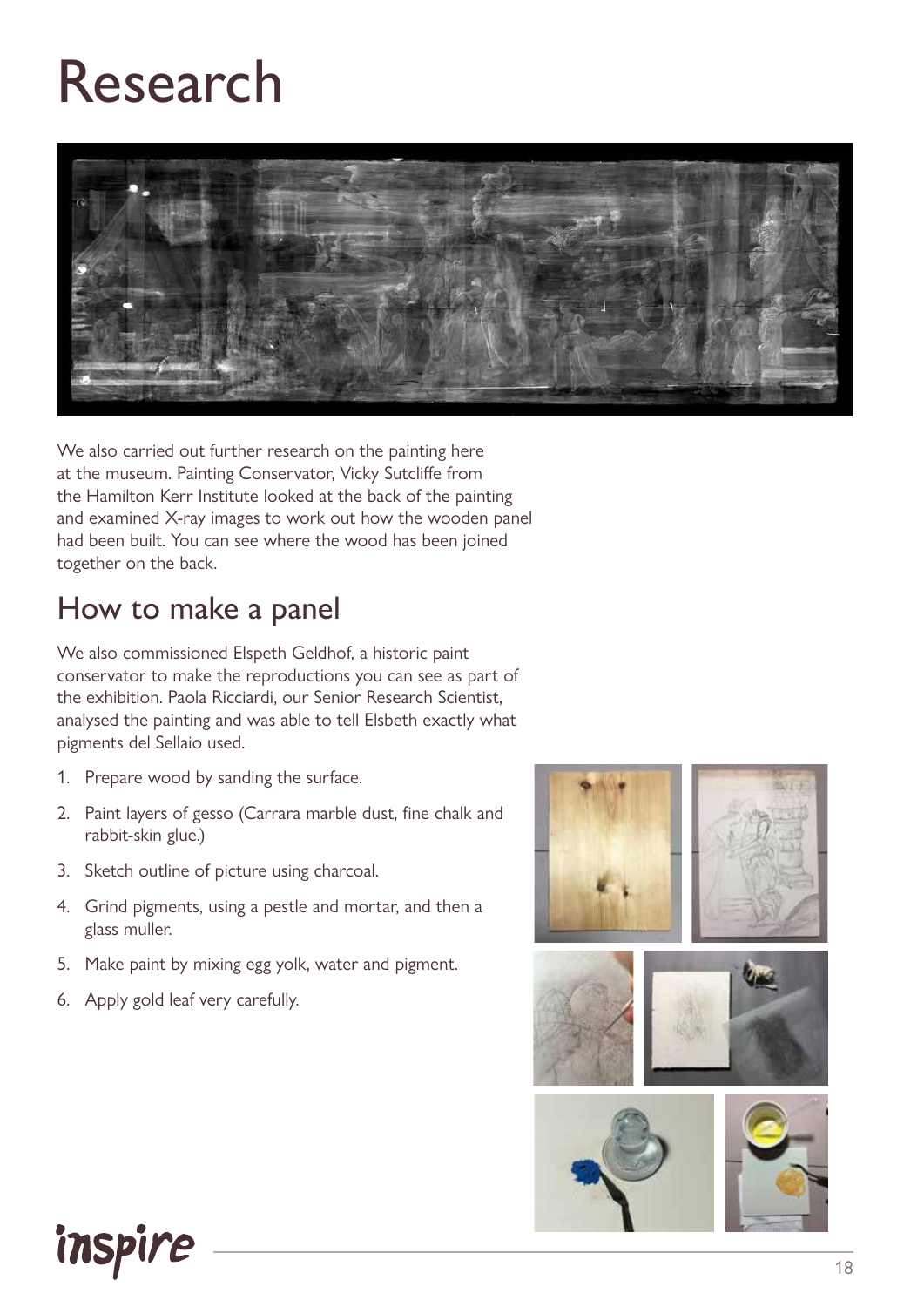# Research

We also carried out further research on the painting here at the museum. Painting Conservator, Vicky Sutcliffe from the Hamilton Kerr Institute looked at the back of the painting and examined X-ray images to work out how the wooden panel had been built. You can see where the wood has been joined together on the back.

## How to make a panel

We also commissioned Elspeth Geldhof, a historic paint conservator to make the reproductions you can see as part of the exhibition. Paola Ricciardi, our Senior Research Scientist, analysed the painting and was able to tell Elsbeth exactly what pigments del Sellaio used.

1. Prepare wood by sanding the surface.
2. Paint layers of gesso (Carrara marble dust, fine chalk and rabbit-skin glue.)
3. Sketch outline of picture using charcoal.
4. Grind pigments, using a pestle and mortar, and then a glass muller.
5. Make paint by mixing egg yolk, water and pigment.
6. Apply gold leaf very carefully.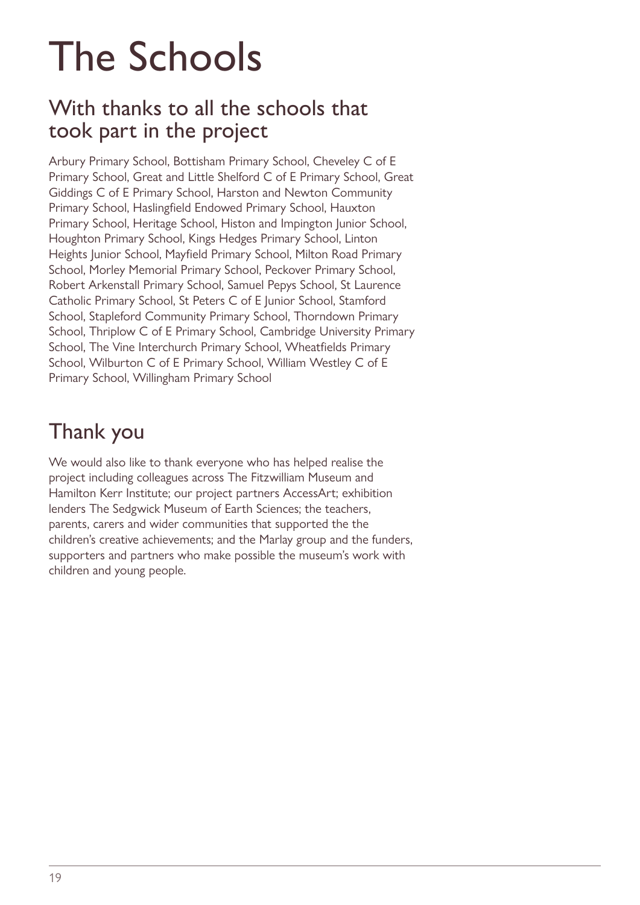# The Schools

## With thanks to all the schools that took part in the project

Arbury Primary School, Bottisham Primary School, Cheveley C of E Primary School, Great and Little Shelford C of E Primary School, Great Giddings C of E Primary School, Harston and Newton Community Primary School, Haslingfield Endowed Primary School, Hauxton Primary School, Heritage School, Histon and Impington Junior School, Houghton Primary School, Kings Hedges Primary School, Linton Heights Junior School, Mayfield Primary School, Milton Road Primary School, Morley Memorial Primary School, Peckover Primary School, Robert Arkenstall Primary School, Samuel Pepys School, St Laurence Catholic Primary School, St Peters C of E Junior School, Stamford School, Stapleford Community Primary School, Thorndown Primary School, Thriplow C of E Primary School, Cambridge University Primary School, The Vine Interchurch Primary School, Wheatfields Primary School, Wilburton C of E Primary School, William Westley C of E Primary School, Willingham Primary School

## Thank you

We would also like to thank everyone who has helped realise the project including colleagues across The Fitzwilliam Museum and Hamilton Kerr Institute; our project partners AccessArt; exhibition lenders The Sedgwick Museum of Earth Sciences; the teachers, parents, carers and wider communities that supported the the children's creative achievements; and the Marlay group and the funders, supporters and partners who make possible the museum's work with children and young people.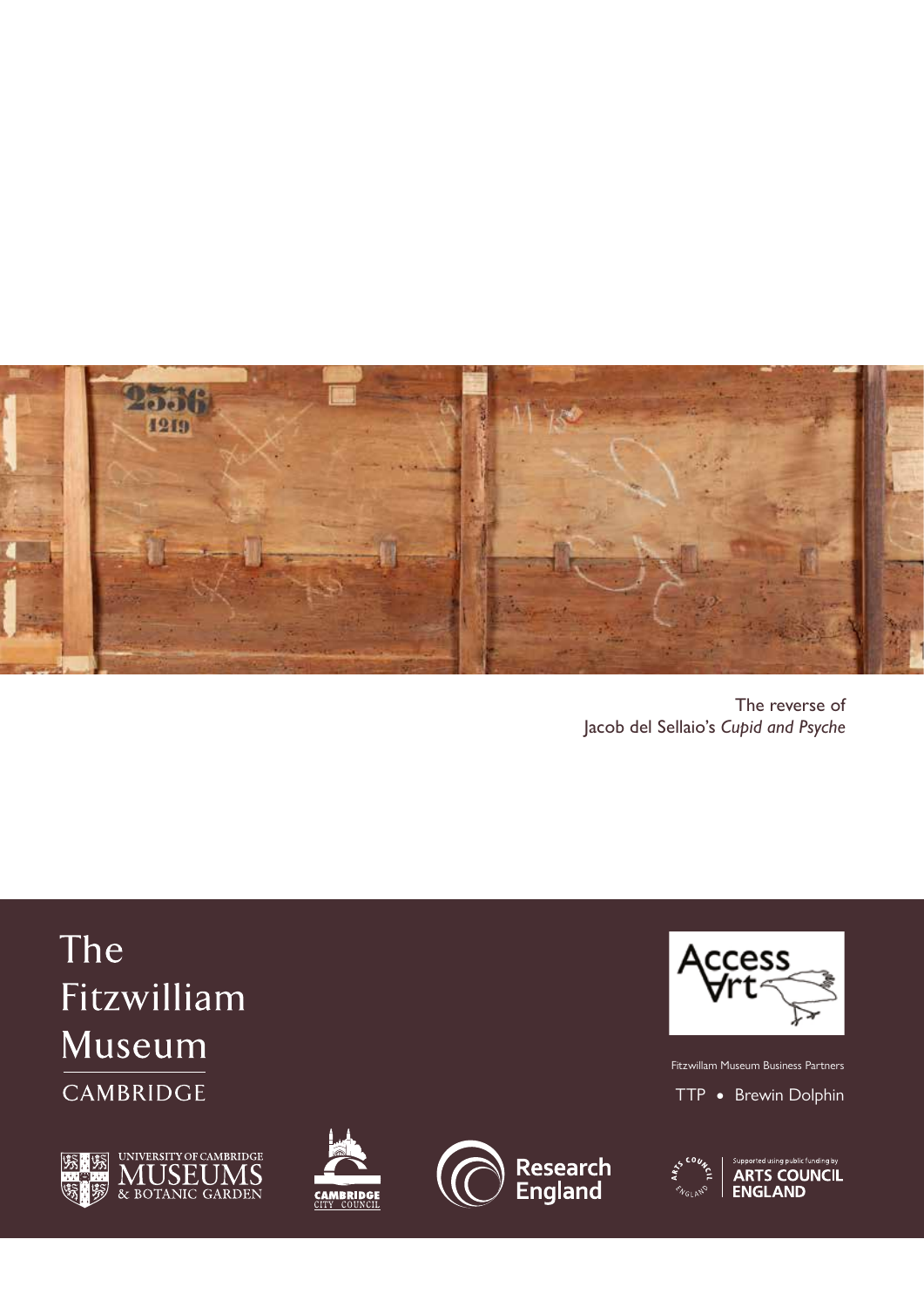The reverse of
Jacob del Sellaio's *Cupid and Psyche*

The Fitzwilliam Museum

CAMBRIDGE

Fitzwillam Museum Business Partners

TTP • Brewin Dolphin

UNIVERSITY OF CAMBRIDGE MUSEUMS & BOTANIC GARDEN

CAMBRIDGE CITY COUNCIL

Research England

Supported using public funding by ARTS COUNCIL ENGLAND